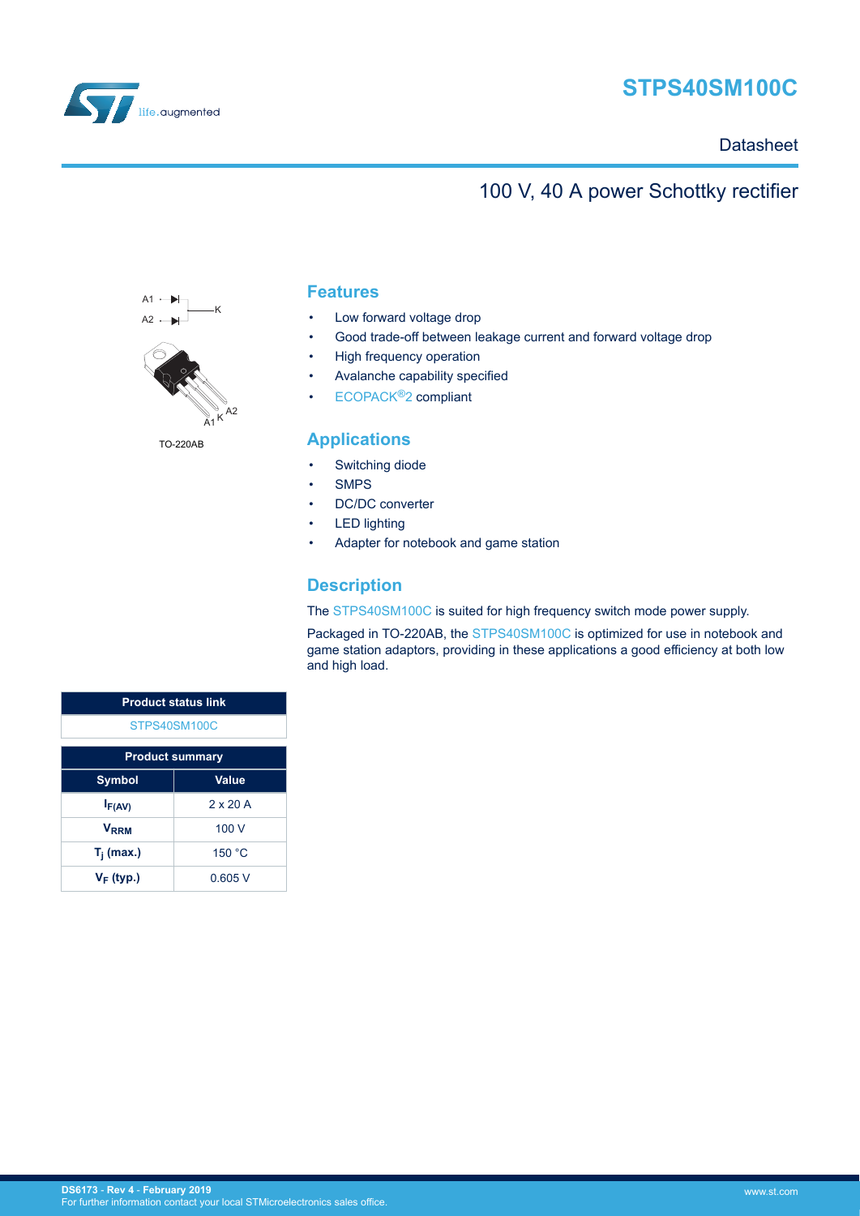# STPS40SM100C

Datasheet

## 100 V, 40 A power Schottky rectifier

A1 A2 K

TO-220AB

## Features

- Low forward voltage drop
- Good trade-off between leakage current and forward voltage drop
- High frequency operation
- Avalanche capability specified
- ECOPACK®2 compliant

## Applications

- Switching diode
- SMPS
- DC/DC converter
- LED lighting
- Adapter for notebook and game station

## Description

The STPS40SM100C is suited for high frequency switch mode power supply.

Packaged in TO-220AB, the STPS40SM100C is optimized for use in notebook and game station adaptors, providing in these applications a good efficiency at both low and high load.

| Product status link |
| --- |
| STPS40SM100C |

| Product summary | |
| --- | --- |
| **Symbol** | **Value** |
| $I_{F(AV)}$ | 2 x 20 A |
| $V_{RRM}$ | 100 V |
| $T_j$ (max.) | 150 °C |
| $V_F$ (typ.) | 0.605 V |

DS6173 - Rev 4 - February 2019
For further information contact your local STMicroelectronics sales office.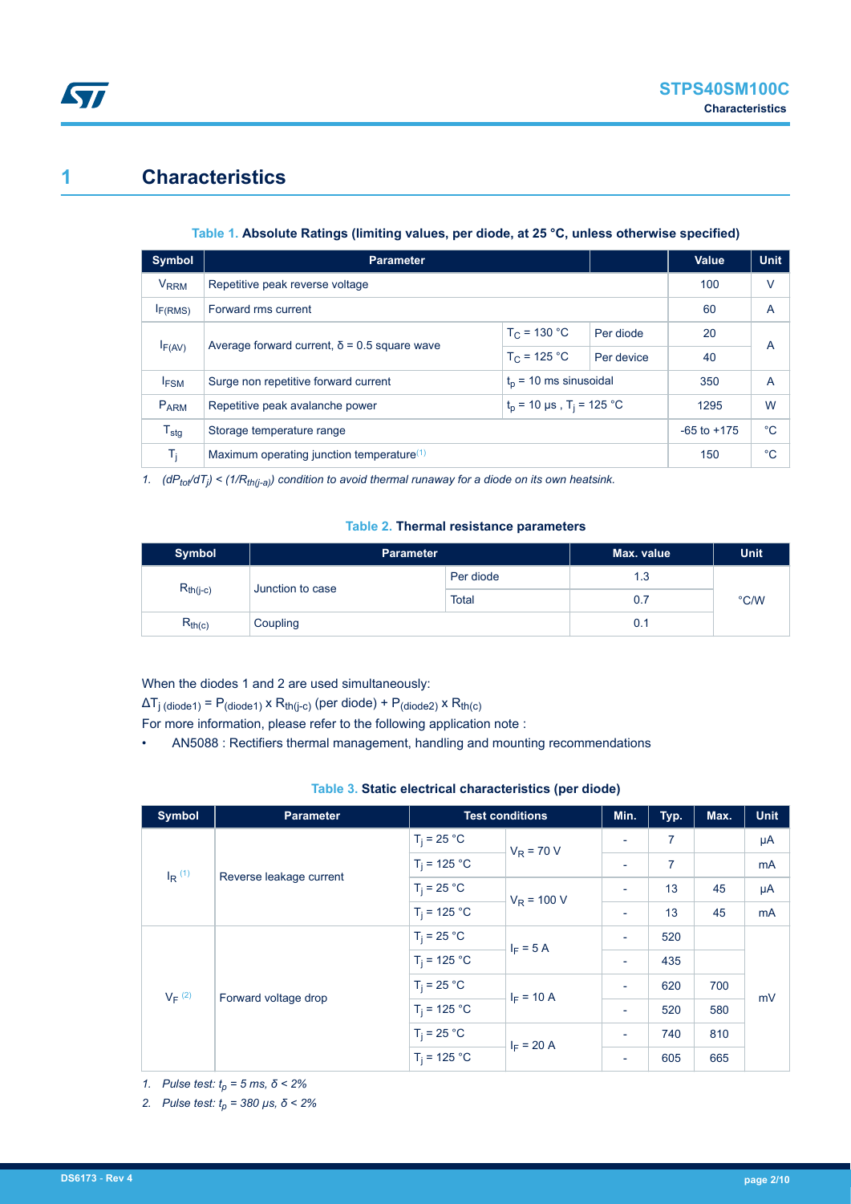# 1 Characteristics

**Table 1. Absolute Ratings (limiting values, per diode, at 25 °C, unless otherwise specified)**

| Symbol | Parameter | | | Value | Unit |
|---|---|---|---|---|---|
| $V_{RRM}$ | Repetitive peak reverse voltage | | | 100 | V |
| $I_{F(RMS)}$ | Forward rms current | | | 60 | A |
| $I_{F(AV)}$ | Average forward current, δ = 0.5 square wave | $T_C$ = 130 °C | Per diode | 20 | A |
| | | $T_C$ = 125 °C | Per device | 40 | |
| $I_{FSM}$ | Surge non repetitive forward current | $t_p$ = 10 ms sinusoidal | | 350 | A |
| $P_{ARM}$ | Repetitive peak avalanche power | $t_p$ = 10 µs , $T_j$ = 125 °C | | 1295 | W |
| $T_{stg}$ | Storage temperature range | | | -65 to +175 | °C |
| $T_j$ | Maximum operating junction temperature[(1)] | | | 150 | °C |

1. *$(dP_{tot}/dT_j) < (1/R_{th(j-a)})$ condition to avoid thermal runaway for a diode on its own heatsink.*

**Table 2. Thermal resistance parameters**

| Symbol | Parameter | | Max. value | Unit |
|---|---|---|---|---|
| $R_{th(j-c)}$ | Junction to case | Per diode | 1.3 | °C/W |
| | | Total | 0.7 | |
| $R_{th(c)}$ | Coupling | | 0.1 | |

When the diodes 1 and 2 are used simultaneously:

$\Delta T_{j\ (diode1)} = P_{(diode1)} \times R_{th(j-c)}$ (per diode) $+ P_{(diode2)} \times R_{th(c)}$

For more information, please refer to the following application note :

- AN5088 : Rectifiers thermal management, handling and mounting recommendations

**Table 3. Static electrical characteristics (per diode)**

| Symbol | Parameter | Test conditions | | Min. | Typ. | Max. | Unit |
|---|---|---|---|---|---|---|---|
| $I_R$ [(1)] | Reverse leakage current | $T_j$ = 25 °C | $V_R$ = 70 V | - | 7 | | µA |
| | | $T_j$ = 125 °C | | - | 7 | | mA |
| | | $T_j$ = 25 °C | $V_R$ = 100 V | - | 13 | 45 | µA |
| | | $T_j$ = 125 °C | | - | 13 | 45 | mA |
| $V_F$ [(2)] | Forward voltage drop | $T_j$ = 25 °C | $I_F$ = 5 A | - | 520 | | mV |
| | | $T_j$ = 125 °C | | - | 435 | | |
| | | $T_j$ = 25 °C | $I_F$ = 10 A | - | 620 | 700 | |
| | | $T_j$ = 125 °C | | - | 520 | 580 | |
| | | $T_j$ = 25 °C | $I_F$ = 20 A | - | 740 | 810 | |
| | | $T_j$ = 125 °C | | - | 605 | 665 | |

1. *Pulse test: $t_p$ = 5 ms, δ < 2%*
2. *Pulse test: $t_p$ = 380 µs, δ < 2%*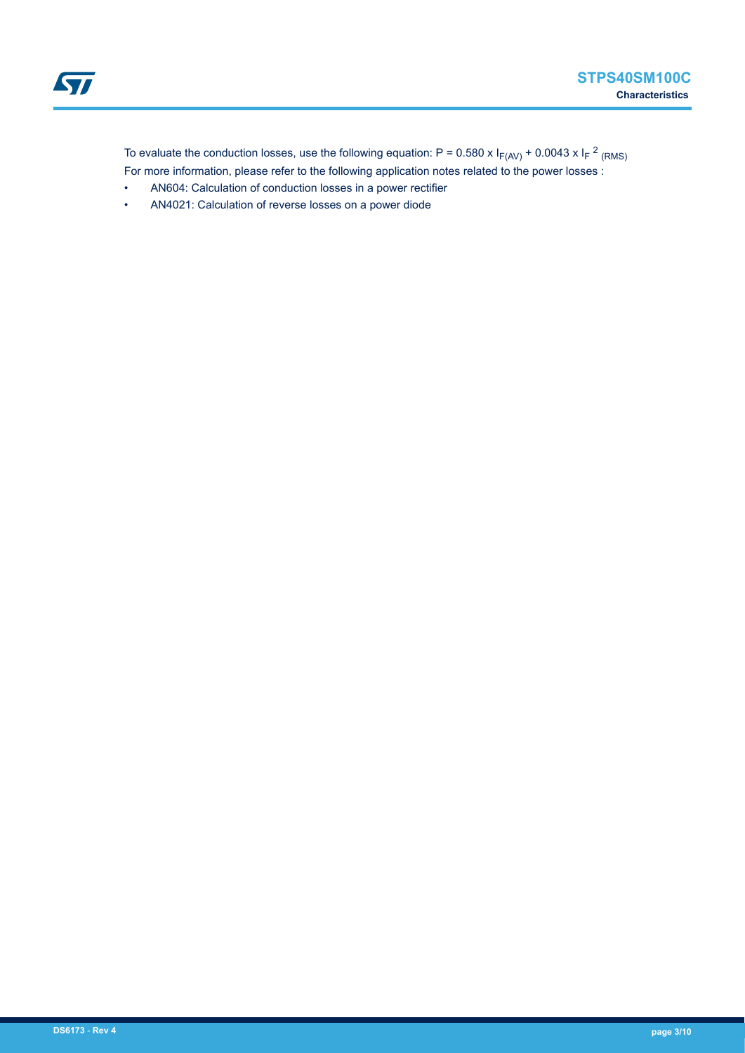To evaluate the conduction losses, use the following equation: $P = 0.580 \times I_{F(AV)} + 0.0043 \times I_{F}{}^{2}{}_{(RMS)}$

For more information, please refer to the following application notes related to the power losses :

- AN604: Calculation of conduction losses in a power rectifier
- AN4021: Calculation of reverse losses on a power diode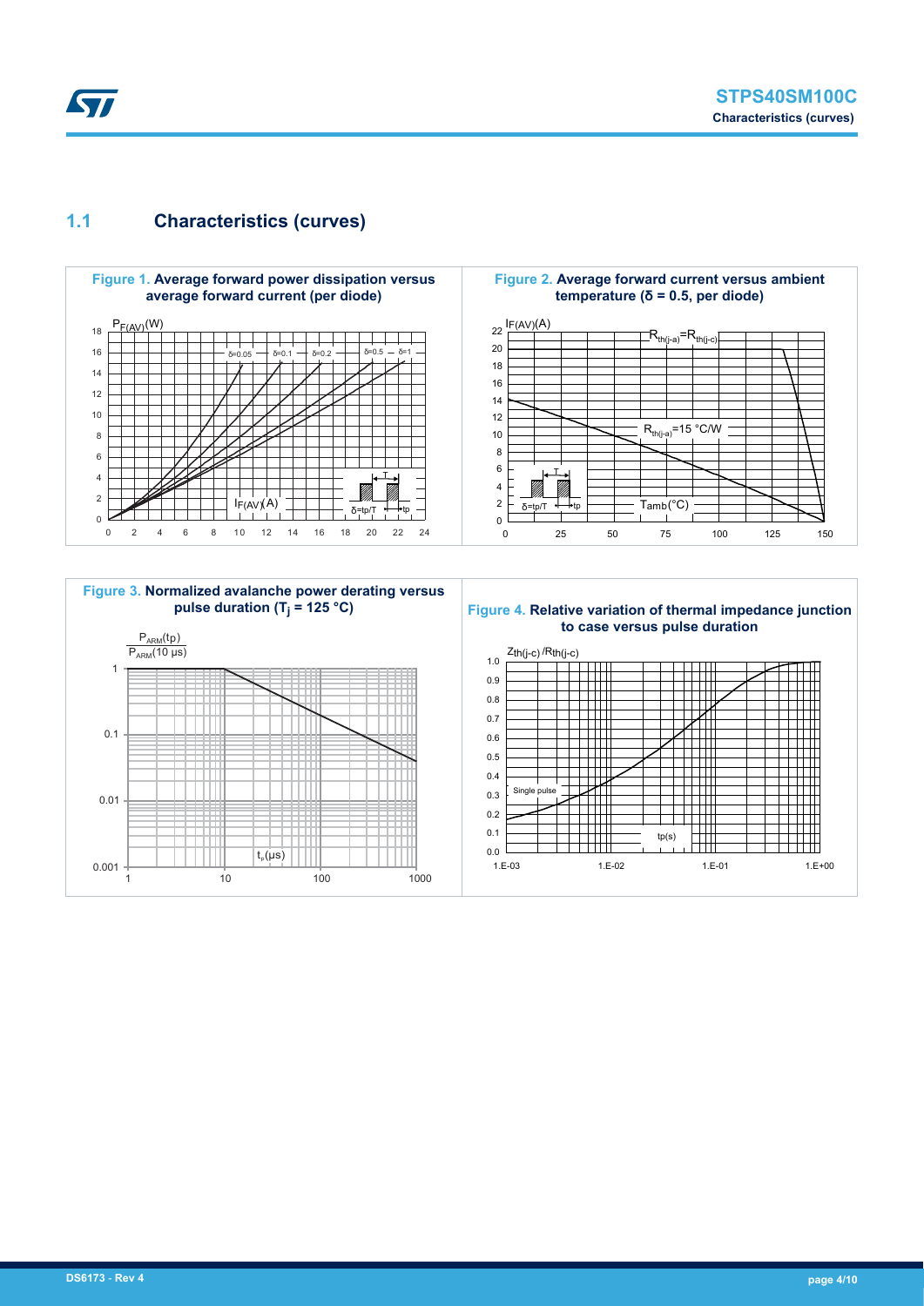## 1.1 Characteristics (curves)

**Figure 1.** Average forward power dissipation versus average forward current (per diode)

**Figure 2.** Average forward current versus ambient temperature (δ = 0.5, per diode)

**Figure 3.** Normalized avalanche power derating versus pulse duration ($T_j$ = 125 °C)

**Figure 4.** Relative variation of thermal impedance junction to case versus pulse duration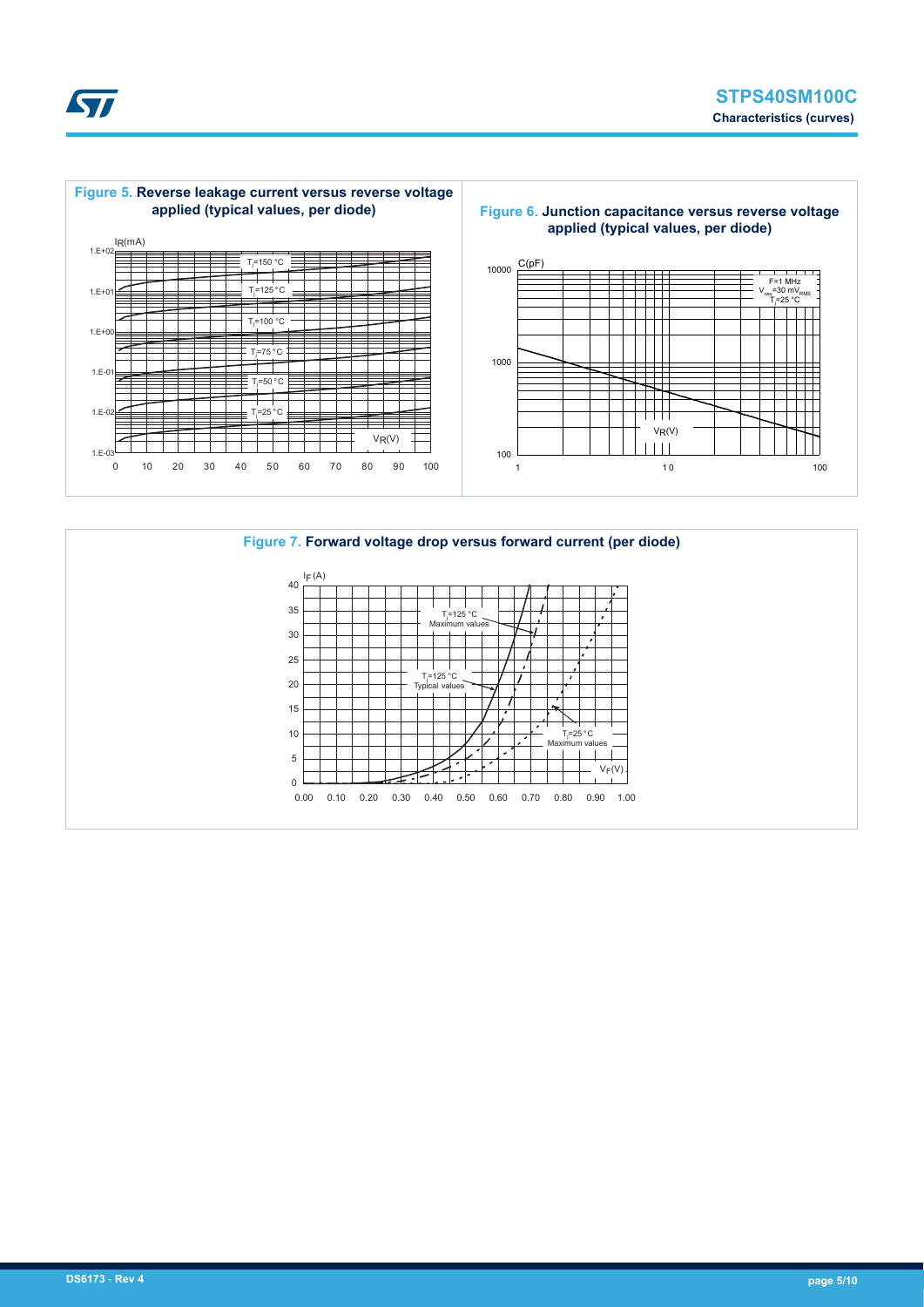**Figure 5. Reverse leakage current versus reverse voltage applied (typical values, per diode)**

**Figure 6. Junction capacitance versus reverse voltage applied (typical values, per diode)**

**Figure 7. Forward voltage drop versus forward current (per diode)**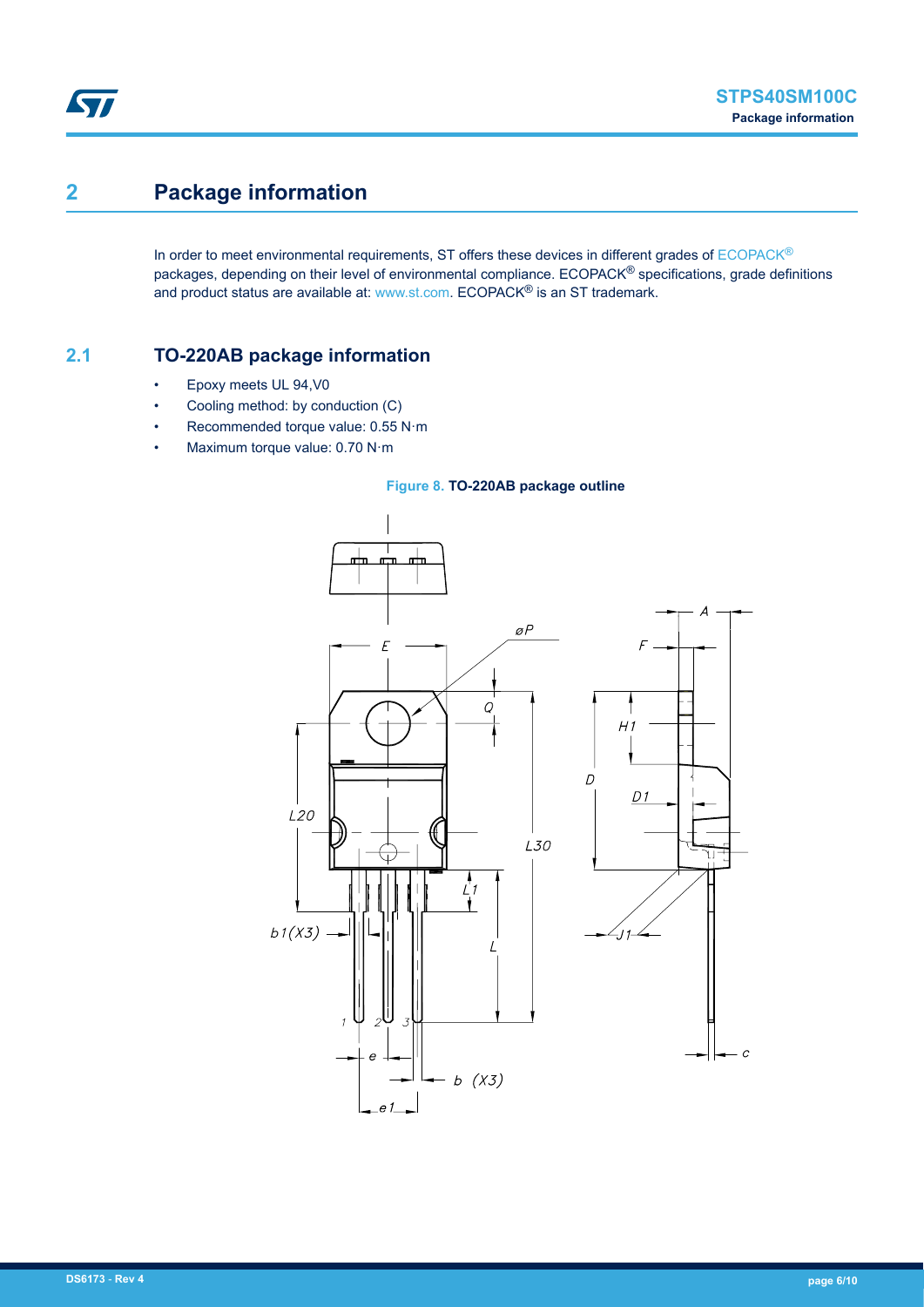# 2 Package information

In order to meet environmental requirements, ST offers these devices in different grades of ECOPACK® packages, depending on their level of environmental compliance. ECOPACK® specifications, grade definitions and product status are available at: www.st.com. ECOPACK® is an ST trademark.

## 2.1 TO-220AB package information

- Epoxy meets UL 94,V0
- Cooling method: by conduction (C)
- Recommended torque value: 0.55 N·m
- Maximum torque value: 0.70 N·m

**Figure 8. TO-220AB package outline**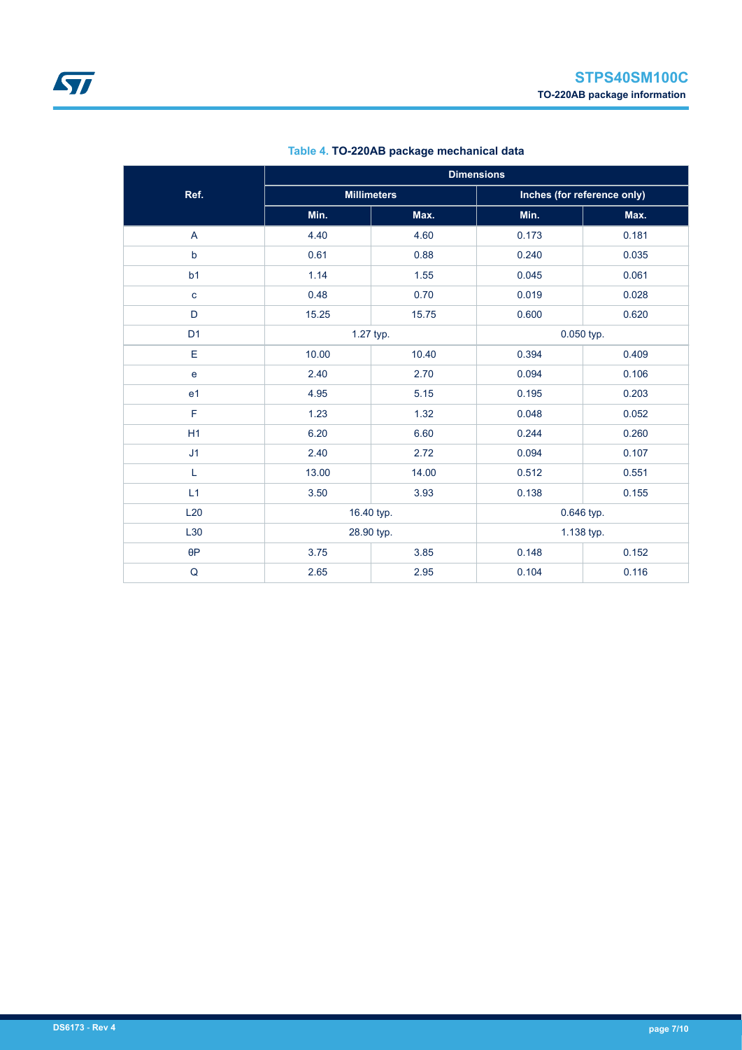**Table 4. TO-220AB package mechanical data**

| Ref. | Dimensions | | | |
|---|---|---|---|---|
| | Millimeters | | Inches (for reference only) | |
| | Min. | Max. | Min. | Max. |
| A | 4.40 | 4.60 | 0.173 | 0.181 |
| b | 0.61 | 0.88 | 0.240 | 0.035 |
| b1 | 1.14 | 1.55 | 0.045 | 0.061 |
| c | 0.48 | 0.70 | 0.019 | 0.028 |
| D | 15.25 | 15.75 | 0.600 | 0.620 |
| D1 | 1.27 typ. | | 0.050 typ. | |
| E | 10.00 | 10.40 | 0.394 | 0.409 |
| e | 2.40 | 2.70 | 0.094 | 0.106 |
| e1 | 4.95 | 5.15 | 0.195 | 0.203 |
| F | 1.23 | 1.32 | 0.048 | 0.052 |
| H1 | 6.20 | 6.60 | 0.244 | 0.260 |
| J1 | 2.40 | 2.72 | 0.094 | 0.107 |
| L | 13.00 | 14.00 | 0.512 | 0.551 |
| L1 | 3.50 | 3.93 | 0.138 | 0.155 |
| L20 | 16.40 typ. | | 0.646 typ. | |
| L30 | 28.90 typ. | | 1.138 typ. | |
| θP | 3.75 | 3.85 | 0.148 | 0.152 |
| Q | 2.65 | 2.95 | 0.104 | 0.116 |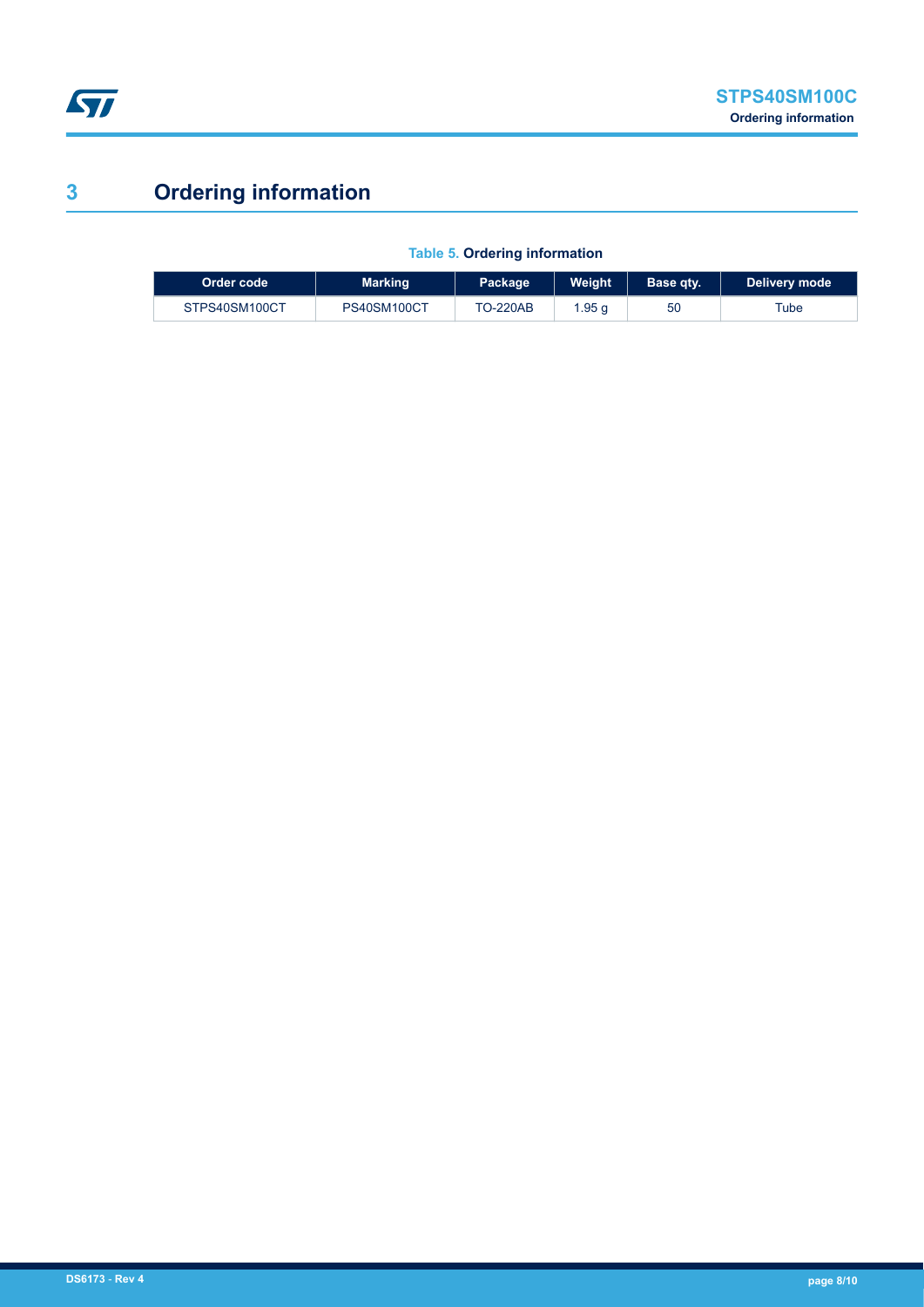# 3 Ordering information

**Table 5. Ordering information**

| Order code | Marking | Package | Weight | Base qty. | Delivery mode |
|---|---|---|---|---|---|
| STPS40SM100CT | PS40SM100CT | TO-220AB | 1.95 g | 50 | Tube |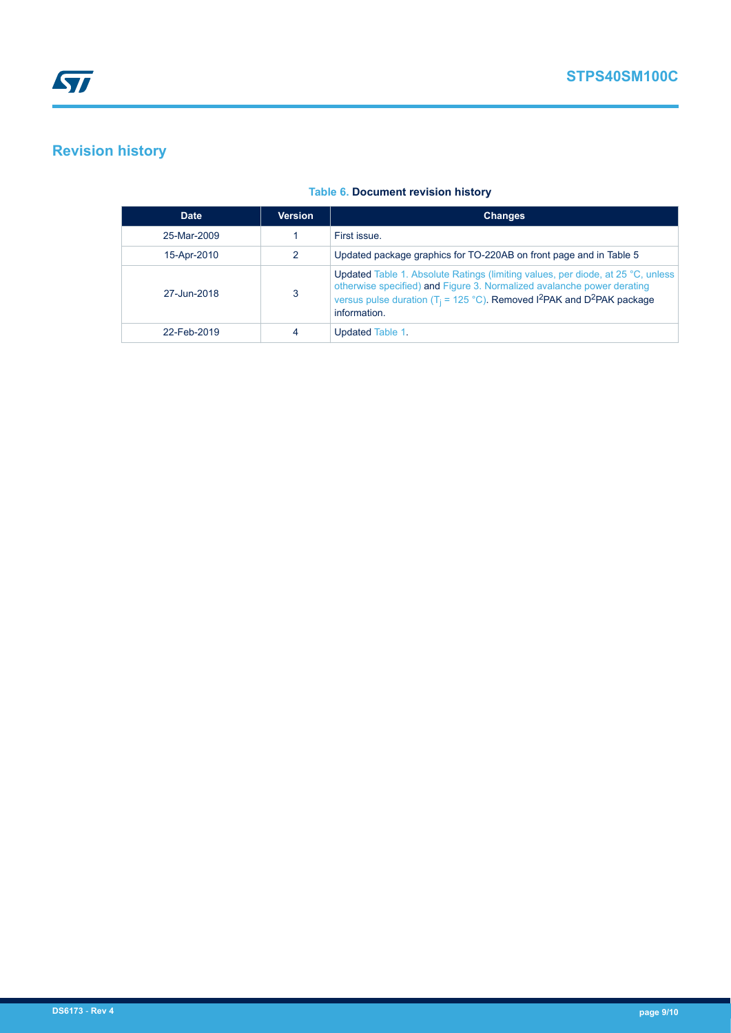# Revision history

**Table 6. Document revision history**

| Date | Version | Changes |
| --- | --- | --- |
| 25-Mar-2009 | 1 | First issue. |
| 15-Apr-2010 | 2 | Updated package graphics for TO-220AB on front page and in Table 5 |
| 27-Jun-2018 | 3 | Updated Table 1. Absolute Ratings (limiting values, per diode, at 25 °C, unless otherwise specified) and Figure 3. Normalized avalanche power derating versus pulse duration ($T_j$ = 125 °C). Removed $I^2$PAK and $D^2$PAK package information. |
| 22-Feb-2019 | 4 | Updated Table 1. |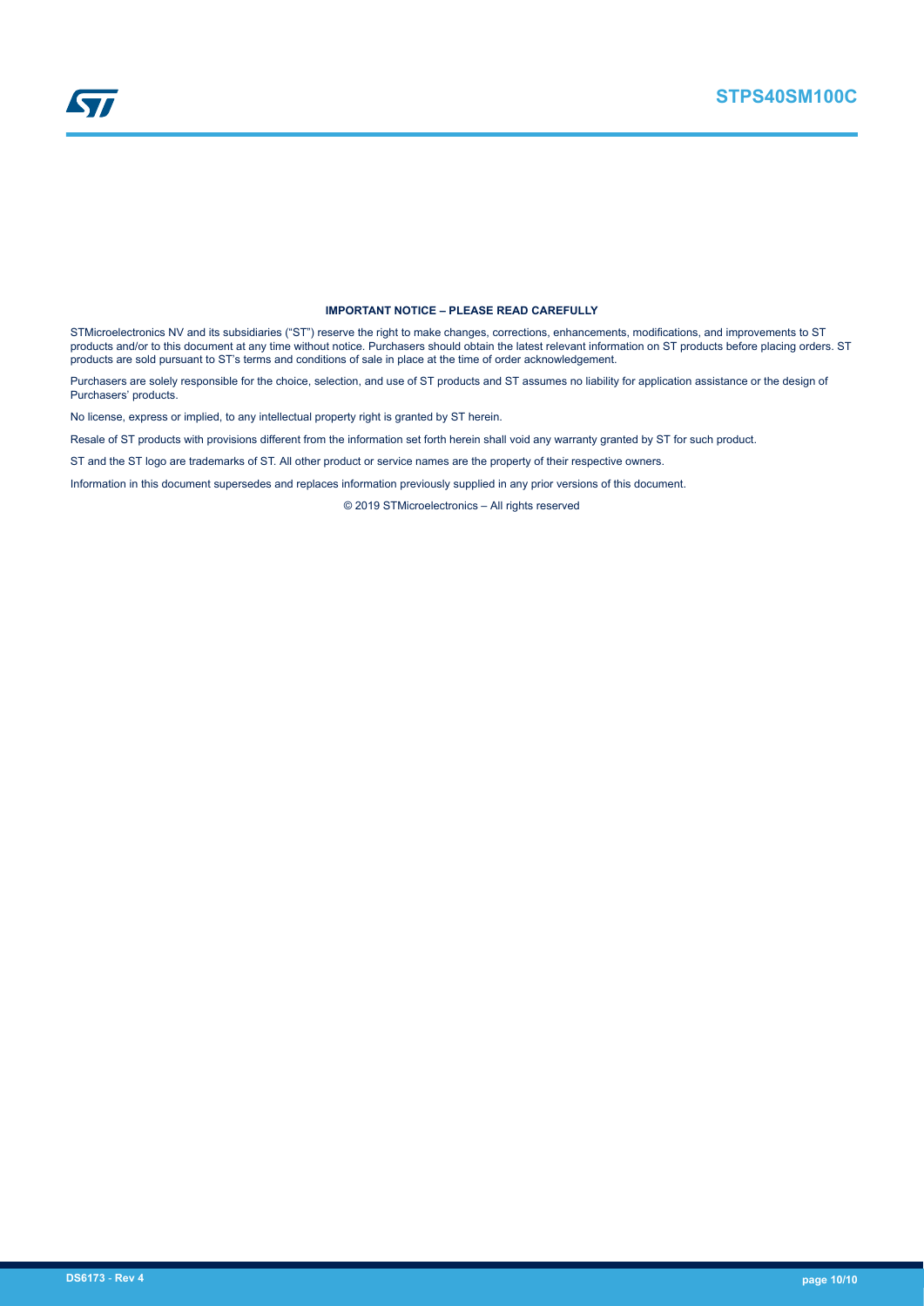**IMPORTANT NOTICE – PLEASE READ CAREFULLY**

STMicroelectronics NV and its subsidiaries ("ST") reserve the right to make changes, corrections, enhancements, modifications, and improvements to ST products and/or to this document at any time without notice. Purchasers should obtain the latest relevant information on ST products before placing orders. ST products are sold pursuant to ST's terms and conditions of sale in place at the time of order acknowledgement.

Purchasers are solely responsible for the choice, selection, and use of ST products and ST assumes no liability for application assistance or the design of Purchasers' products.

No license, express or implied, to any intellectual property right is granted by ST herein.

Resale of ST products with provisions different from the information set forth herein shall void any warranty granted by ST for such product.

ST and the ST logo are trademarks of ST. All other product or service names are the property of their respective owners.

Information in this document supersedes and replaces information previously supplied in any prior versions of this document.

© 2019 STMicroelectronics – All rights reserved